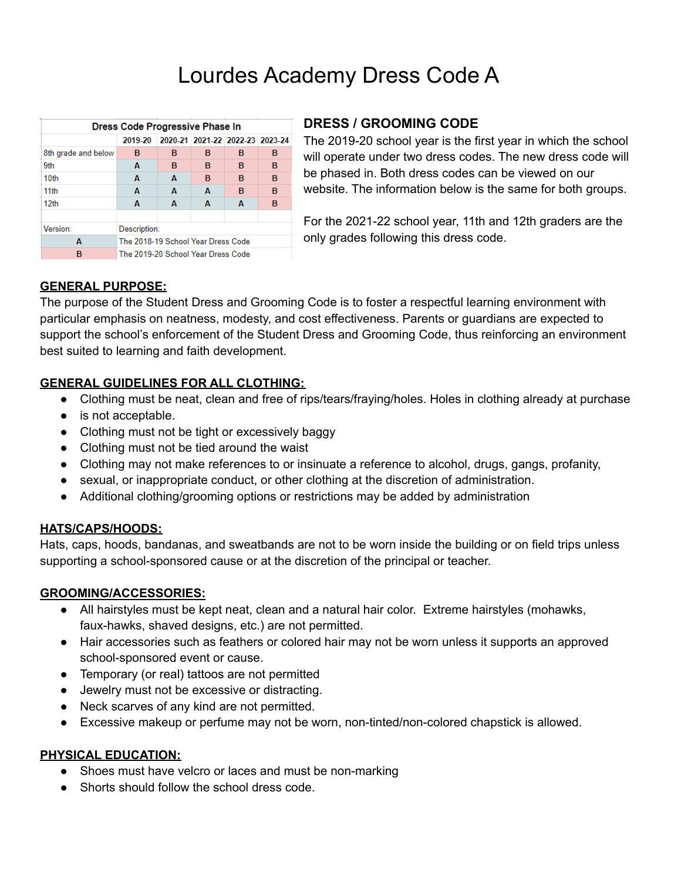# Lourdes Academy Dress Code A

| Dress Code Progressive Phase In | | | | | |
|---|---|---|---|---|---|
| | 2019-20 | 2020-21 | 2021-22 | 2022-23 | 2023-24 |
| 8th grade and below | B | B | B | B | B |
| 9th | A | B | B | B | B |
| 10th | A | A | B | B | B |
| 11th | A | A | A | B | B |
| 12th | A | A | A | A | B |

| Version: | Description: |
|---|---|
| A | The 2018-19 School Year Dress Code |
| B | The 2019-20 School Year Dress Code |

**DRESS / GROOMING CODE**

The 2019-20 school year is the first year in which the school will operate under two dress codes. The new dress code will be phased in. Both dress codes can be viewed on our website. The information below is the same for both groups.

For the 2021-22 school year, 11th and 12th graders are the only grades following this dress code.

**GENERAL PURPOSE:**

The purpose of the Student Dress and Grooming Code is to foster a respectful learning environment with particular emphasis on neatness, modesty, and cost effectiveness. Parents or guardians are expected to support the school's enforcement of the Student Dress and Grooming Code, thus reinforcing an environment best suited to learning and faith development.

**GENERAL GUIDELINES FOR ALL CLOTHING:**

- Clothing must be neat, clean and free of rips/tears/fraying/holes. Holes in clothing already at purchase
- is not acceptable.
- Clothing must not be tight or excessively baggy
- Clothing must not be tied around the waist
- Clothing may not make references to or insinuate a reference to alcohol, drugs, gangs, profanity,
- sexual, or inappropriate conduct, or other clothing at the discretion of administration.
- Additional clothing/grooming options or restrictions may be added by administration

**HATS/CAPS/HOODS:**

Hats, caps, hoods, bandanas, and sweatbands are not to be worn inside the building or on field trips unless supporting a school-sponsored cause or at the discretion of the principal or teacher.

**GROOMING/ACCESSORIES:**

- All hairstyles must be kept neat, clean and a natural hair color. Extreme hairstyles (mohawks, faux-hawks, shaved designs, etc.) are not permitted.
- Hair accessories such as feathers or colored hair may not be worn unless it supports an approved school-sponsored event or cause.
- Temporary (or real) tattoos are not permitted
- Jewelry must not be excessive or distracting.
- Neck scarves of any kind are not permitted.
- Excessive makeup or perfume may not be worn, non-tinted/non-colored chapstick is allowed.

**PHYSICAL EDUCATION:**

- Shoes must have velcro or laces and must be non-marking
- Shorts should follow the school dress code.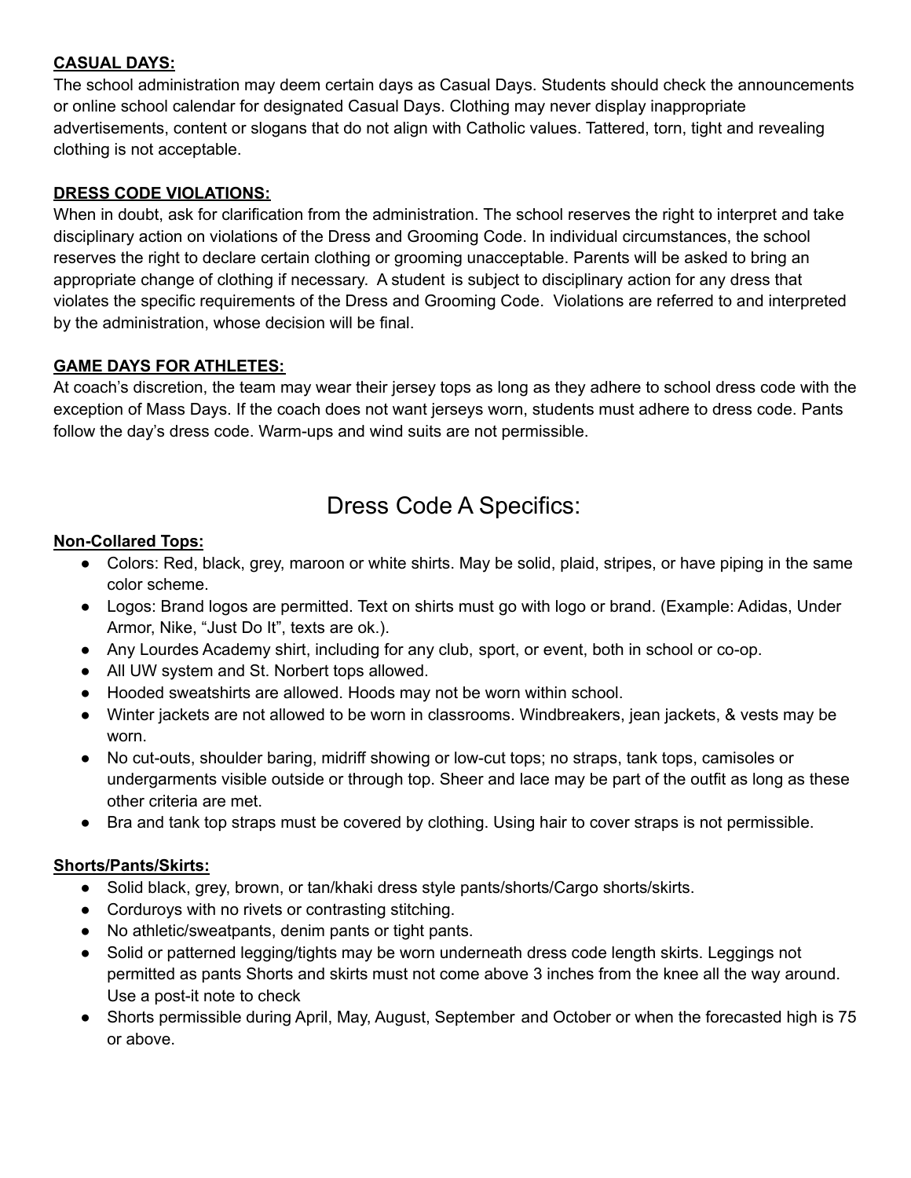**CASUAL DAYS:**

The school administration may deem certain days as Casual Days. Students should check the announcements or online school calendar for designated Casual Days. Clothing may never display inappropriate advertisements, content or slogans that do not align with Catholic values. Tattered, torn, tight and revealing clothing is not acceptable.

**DRESS CODE VIOLATIONS:**

When in doubt, ask for clarification from the administration. The school reserves the right to interpret and take disciplinary action on violations of the Dress and Grooming Code. In individual circumstances, the school reserves the right to declare certain clothing or grooming unacceptable. Parents will be asked to bring an appropriate change of clothing if necessary. A student is subject to disciplinary action for any dress that violates the specific requirements of the Dress and Grooming Code. Violations are referred to and interpreted by the administration, whose decision will be final.

**GAME DAYS FOR ATHLETES:**

At coach's discretion, the team may wear their jersey tops as long as they adhere to school dress code with the exception of Mass Days. If the coach does not want jerseys worn, students must adhere to dress code. Pants follow the day's dress code. Warm-ups and wind suits are not permissible.

# Dress Code A Specifics:

**Non-Collared Tops:**

- Colors: Red, black, grey, maroon or white shirts. May be solid, plaid, stripes, or have piping in the same color scheme.
- Logos: Brand logos are permitted. Text on shirts must go with logo or brand. (Example: Adidas, Under Armor, Nike, "Just Do It", texts are ok.).
- Any Lourdes Academy shirt, including for any club, sport, or event, both in school or co-op.
- All UW system and St. Norbert tops allowed.
- Hooded sweatshirts are allowed. Hoods may not be worn within school.
- Winter jackets are not allowed to be worn in classrooms. Windbreakers, jean jackets, & vests may be worn.
- No cut-outs, shoulder baring, midriff showing or low-cut tops; no straps, tank tops, camisoles or undergarments visible outside or through top. Sheer and lace may be part of the outfit as long as these other criteria are met.
- Bra and tank top straps must be covered by clothing. Using hair to cover straps is not permissible.

**Shorts/Pants/Skirts:**

- Solid black, grey, brown, or tan/khaki dress style pants/shorts/Cargo shorts/skirts.
- Corduroys with no rivets or contrasting stitching.
- No athletic/sweatpants, denim pants or tight pants.
- Solid or patterned legging/tights may be worn underneath dress code length skirts. Leggings not permitted as pants Shorts and skirts must not come above 3 inches from the knee all the way around. Use a post-it note to check
- Shorts permissible during April, May, August, September and October or when the forecasted high is 75 or above.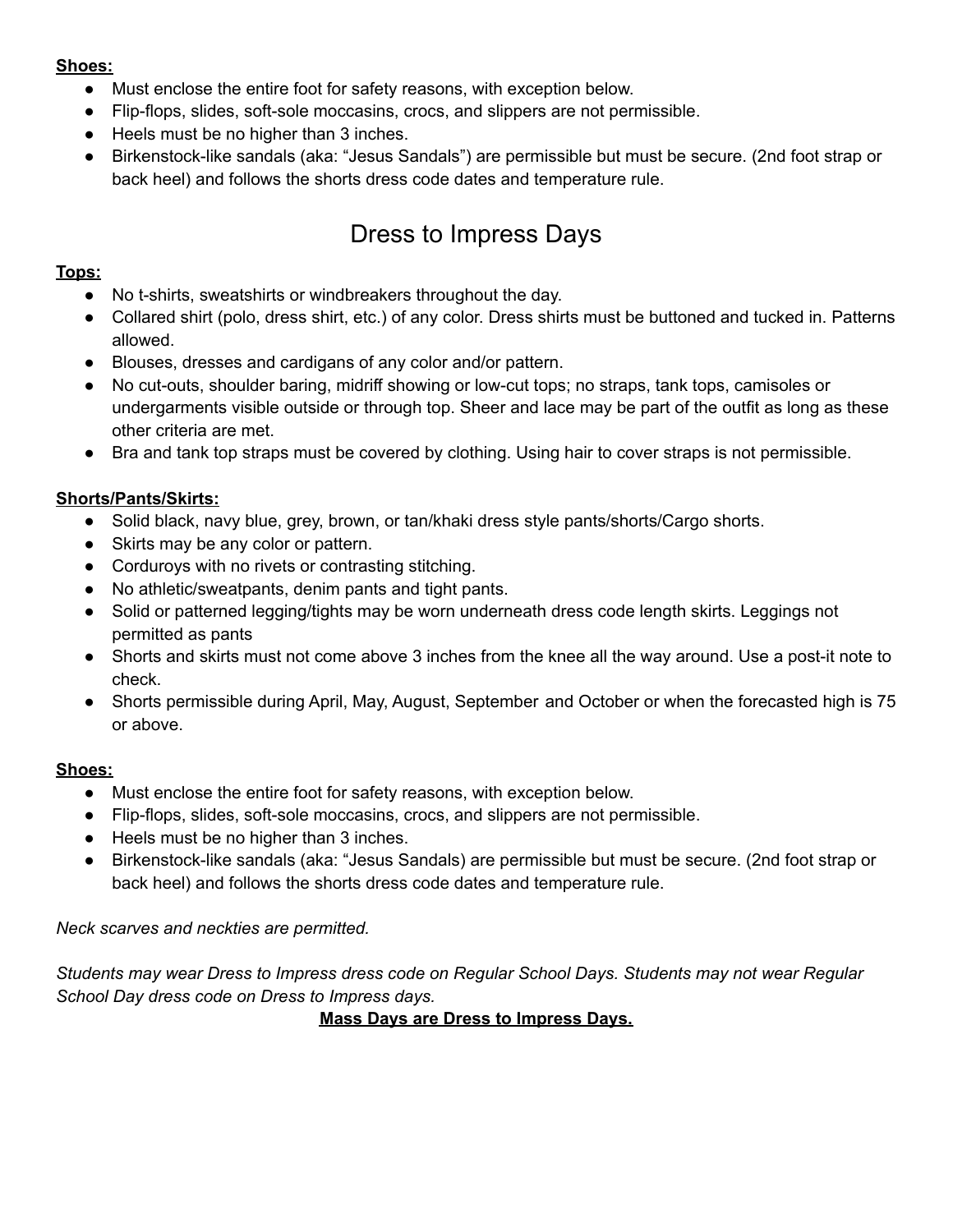**Shoes:**

- Must enclose the entire foot for safety reasons, with exception below.
- Flip-flops, slides, soft-sole moccasins, crocs, and slippers are not permissible.
- Heels must be no higher than 3 inches.
- Birkenstock-like sandals (aka: "Jesus Sandals") are permissible but must be secure. (2nd foot strap or back heel) and follows the shorts dress code dates and temperature rule.

# Dress to Impress Days

**Tops:**

- No t-shirts, sweatshirts or windbreakers throughout the day.
- Collared shirt (polo, dress shirt, etc.) of any color. Dress shirts must be buttoned and tucked in. Patterns allowed.
- Blouses, dresses and cardigans of any color and/or pattern.
- No cut-outs, shoulder baring, midriff showing or low-cut tops; no straps, tank tops, camisoles or undergarments visible outside or through top. Sheer and lace may be part of the outfit as long as these other criteria are met.
- Bra and tank top straps must be covered by clothing. Using hair to cover straps is not permissible.

**Shorts/Pants/Skirts:**

- Solid black, navy blue, grey, brown, or tan/khaki dress style pants/shorts/Cargo shorts.
- Skirts may be any color or pattern.
- Corduroys with no rivets or contrasting stitching.
- No athletic/sweatpants, denim pants and tight pants.
- Solid or patterned legging/tights may be worn underneath dress code length skirts. Leggings not permitted as pants
- Shorts and skirts must not come above 3 inches from the knee all the way around. Use a post-it note to check.
- Shorts permissible during April, May, August, September and October or when the forecasted high is 75 or above.

**Shoes:**

- Must enclose the entire foot for safety reasons, with exception below.
- Flip-flops, slides, soft-sole moccasins, crocs, and slippers are not permissible.
- Heels must be no higher than 3 inches.
- Birkenstock-like sandals (aka: "Jesus Sandals) are permissible but must be secure. (2nd foot strap or back heel) and follows the shorts dress code dates and temperature rule.

*Neck scarves and neckties are permitted.*

*Students may wear Dress to Impress dress code on Regular School Days. Students may not wear Regular School Day dress code on Dress to Impress days.*

**Mass Days are Dress to Impress Days.**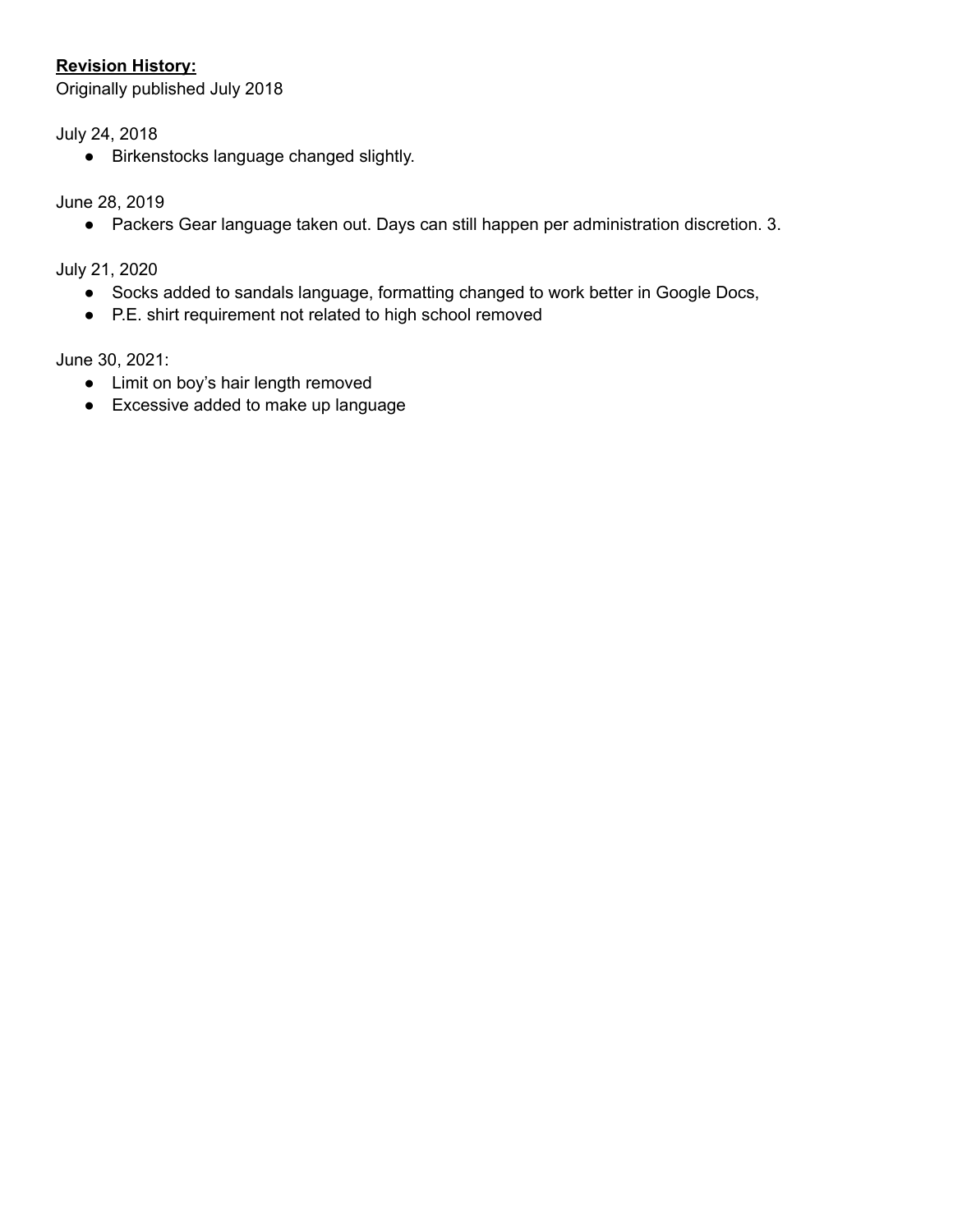**Revision History:**

Originally published July 2018

July 24, 2018

- Birkenstocks language changed slightly.

June 28, 2019

- Packers Gear language taken out. Days can still happen per administration discretion. 3.

July 21, 2020

- Socks added to sandals language, formatting changed to work better in Google Docs,
- P.E. shirt requirement not related to high school removed

June 30, 2021:

- Limit on boy's hair length removed
- Excessive added to make up language